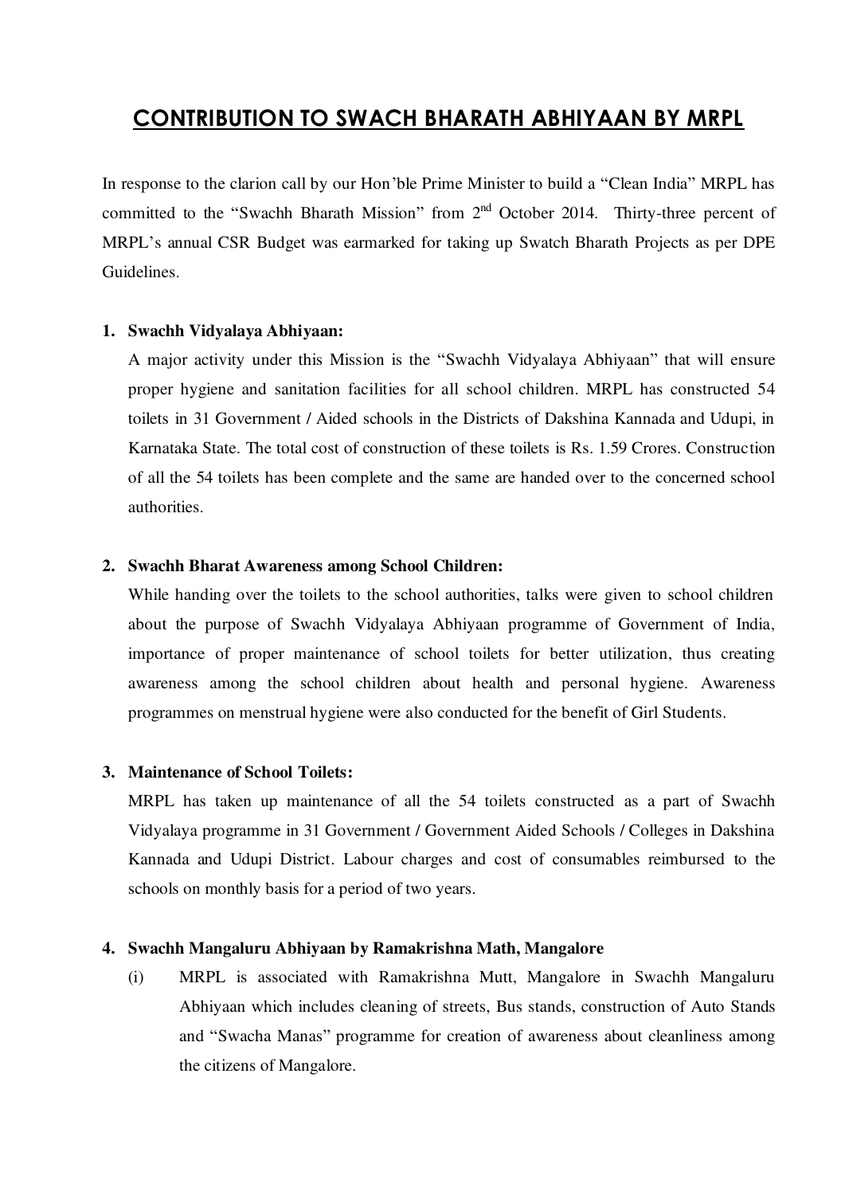# CONTRIBUTION TO SWACH BHARATH ABHIYAAN BY MRPL

In response to the clarion call by our Hon'ble Prime Minister to build a "Clean India" MRPL has committed to the "Swachh Bharath Mission" from 2nd October 2014. Thirty-three percent of MRPL's annual CSR Budget was earmarked for taking up Swatch Bharath Projects as per DPE Guidelines.

1. **Swachh Vidyalaya Abhiyaan:**

   A major activity under this Mission is the "Swachh Vidyalaya Abhiyaan" that will ensure proper hygiene and sanitation facilities for all school children. MRPL has constructed 54 toilets in 31 Government / Aided schools in the Districts of Dakshina Kannada and Udupi, in Karnataka State. The total cost of construction of these toilets is Rs. 1.59 Crores. Construction of all the 54 toilets has been complete and the same are handed over to the concerned school authorities.

2. **Swachh Bharat Awareness among School Children:**

   While handing over the toilets to the school authorities, talks were given to school children about the purpose of Swachh Vidyalaya Abhiyaan programme of Government of India, importance of proper maintenance of school toilets for better utilization, thus creating awareness among the school children about health and personal hygiene. Awareness programmes on menstrual hygiene were also conducted for the benefit of Girl Students.

3. **Maintenance of School Toilets:**

   MRPL has taken up maintenance of all the 54 toilets constructed as a part of Swachh Vidyalaya programme in 31 Government / Government Aided Schools / Colleges in Dakshina Kannada and Udupi District. Labour charges and cost of consumables reimbursed to the schools on monthly basis for a period of two years.

4. **Swachh Mangaluru Abhiyaan by Ramakrishna Math, Mangalore**

   (i) MRPL is associated with Ramakrishna Mutt, Mangalore in Swachh Mangaluru Abhiyaan which includes cleaning of streets, Bus stands, construction of Auto Stands and "Swacha Manas" programme for creation of awareness about cleanliness among the citizens of Mangalore.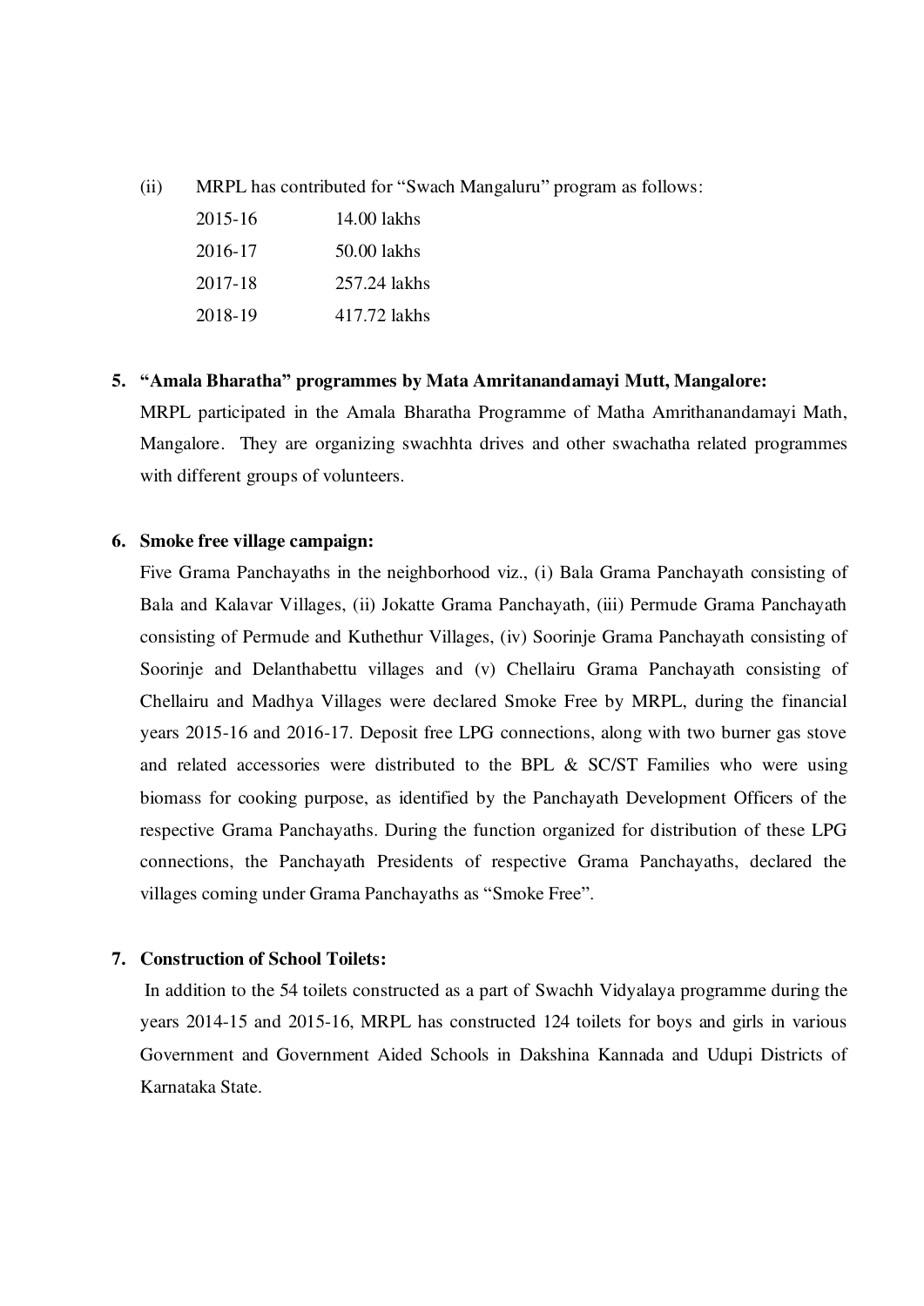(ii) MRPL has contributed for "Swach Mangaluru" program as follows:

| | |
|---|---|
| 2015-16 | 14.00 lakhs |
| 2016-17 | 50.00 lakhs |
| 2017-18 | 257.24 lakhs |
| 2018-19 | 417.72 lakhs |

**5. "Amala Bharatha" programmes by Mata Amritanandamayi Mutt, Mangalore:**

MRPL participated in the Amala Bharatha Programme of Matha Amrithanandamayi Math, Mangalore. They are organizing swachhta drives and other swachatha related programmes with different groups of volunteers.

**6. Smoke free village campaign:**

Five Grama Panchayaths in the neighborhood viz., (i) Bala Grama Panchayath consisting of Bala and Kalavar Villages, (ii) Jokatte Grama Panchayath, (iii) Permude Grama Panchayath consisting of Permude and Kuthethur Villages, (iv) Soorinje Grama Panchayath consisting of Soorinje and Delanthabettu villages and (v) Chellairu Grama Panchayath consisting of Chellairu and Madhya Villages were declared Smoke Free by MRPL, during the financial years 2015-16 and 2016-17. Deposit free LPG connections, along with two burner gas stove and related accessories were distributed to the BPL & SC/ST Families who were using biomass for cooking purpose, as identified by the Panchayath Development Officers of the respective Grama Panchayaths. During the function organized for distribution of these LPG connections, the Panchayath Presidents of respective Grama Panchayaths, declared the villages coming under Grama Panchayaths as "Smoke Free".

**7. Construction of School Toilets:**

In addition to the 54 toilets constructed as a part of Swachh Vidyalaya programme during the years 2014-15 and 2015-16, MRPL has constructed 124 toilets for boys and girls in various Government and Government Aided Schools in Dakshina Kannada and Udupi Districts of Karnataka State.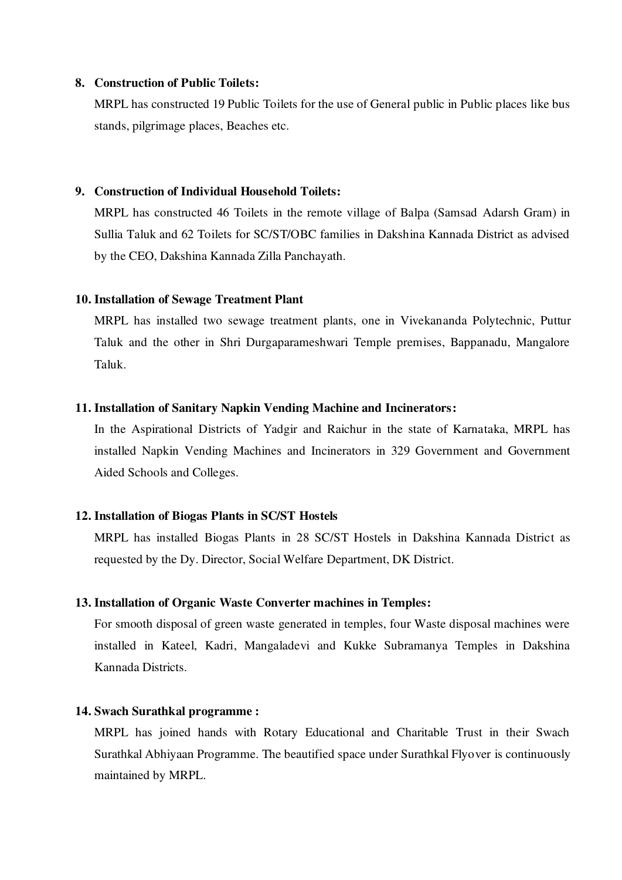8. **Construction of Public Toilets:**

   MRPL has constructed 19 Public Toilets for the use of General public in Public places like bus stands, pilgrimage places, Beaches etc.

9. **Construction of Individual Household Toilets:**

   MRPL has constructed 46 Toilets in the remote village of Balpa (Samsad Adarsh Gram) in Sullia Taluk and 62 Toilets for SC/ST/OBC families in Dakshina Kannada District as advised by the CEO, Dakshina Kannada Zilla Panchayath.

10. **Installation of Sewage Treatment Plant**

    MRPL has installed two sewage treatment plants, one in Vivekananda Polytechnic, Puttur Taluk and the other in Shri Durgaparameshwari Temple premises, Bappanadu, Mangalore Taluk.

11. **Installation of Sanitary Napkin Vending Machine and Incinerators:**

    In the Aspirational Districts of Yadgir and Raichur in the state of Karnataka, MRPL has installed Napkin Vending Machines and Incinerators in 329 Government and Government Aided Schools and Colleges.

12. **Installation of Biogas Plants in SC/ST Hostels**

    MRPL has installed Biogas Plants in 28 SC/ST Hostels in Dakshina Kannada District as requested by the Dy. Director, Social Welfare Department, DK District.

13. **Installation of Organic Waste Converter machines in Temples:**

    For smooth disposal of green waste generated in temples, four Waste disposal machines were installed in Kateel, Kadri, Mangaladevi and Kukke Subramanya Temples in Dakshina Kannada Districts.

14. **Swach Surathkal programme :**

    MRPL has joined hands with Rotary Educational and Charitable Trust in their Swach Surathkal Abhiyaan Programme. The beautified space under Surathkal Flyover is continuously maintained by MRPL.